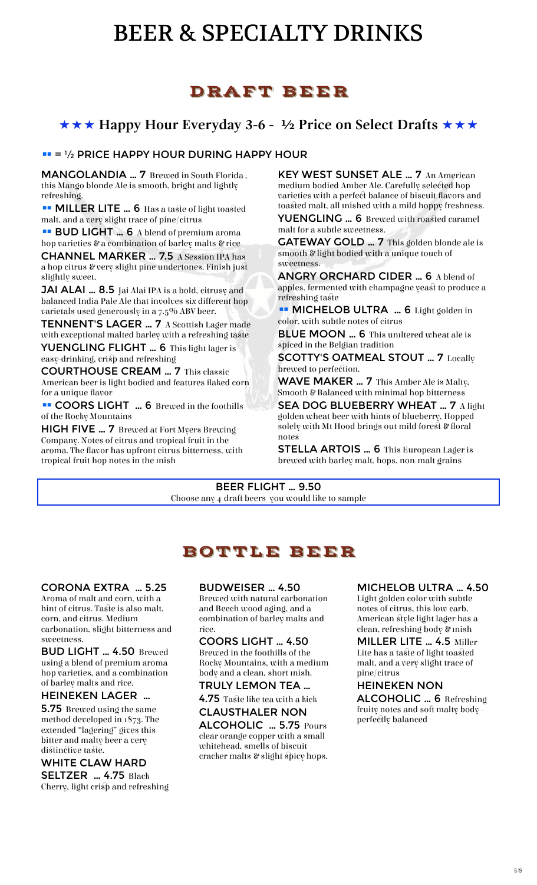# BEER & SPECIALTY DRINKS

## DRAFT BEER

### ★★★ Happy Hour Everyday 3-6 - ½ Price on Select Drafts ★★★

**▪▪ = ½ PRICE HAPPY HOUR DURING HAPPY HOUR**

**MANGOLANDIA ... 7** Brewed in South Florida , this Mango blonde Ale is smooth, bright and lightly refreshing.

**▪▪ MILLER LITE ... 6** Has a taste of light toasted malt, and a very slight trace of pine/citrus

**▪▪ BUD LIGHT ... 6** A blend of premium aroma hop varieties & a combination of barley malts & rice

**CHANNEL MARKER ... 7.5** A Session IPA has a hop citrus & very slight pine undertones. Finish just slightly sweet.

**JAI ALAI ... 8.5** Jai Alai IPA is a bold, citrusy and balanced India Pale Ale that involves six different hop varietals used generously in a 7.5% ABV beer.

**TENNENT'S LAGER ... 7** A Scottish Lager made with exceptional malted barley with a refreshing taste

**YUENGLING FLIGHT ... 6** This light lager is easy-drinking, crisp and refreshing

**COURTHOUSE CREAM ... 7** This classic American beer is light bodied and features flaked corn for a unique flavor

**▪▪ COORS LIGHT ... 6** Brewed in the foothills of the Rocky Mountains

**HIGH FIVE ... 7** Brewed at Fort Myers Brewing Company. Notes of citrus and tropical fruit in the aroma. The flavor has upfront citrus bitterness, with tropical fruit hop notes in the finish

**KEY WEST SUNSET ALE ... 7** An American medium bodied Amber Ale. Carefully selected hop varieties with a perfect balance of biscuit flavors and toasted malt, all finished with a mild hoppy freshness.

**YUENGLING ... 6** Brewed with roasted caramel malt for a subtle sweetness.

**GATEWAY GOLD ... 7** This golden blonde ale is smooth & light bodied with a unique touch of sweetness.

**ANGRY ORCHARD CIDER ... 6** A blend of apples, fermented with champagne yeast to produce a refreshing taste

**▪▪ MICHELOB ULTRA ... 6** Light golden in color, with subtle notes of citrus

**BLUE MOON ... 6** This unfiltered wheat ale is spiced in the Belgian tradition

**SCOTTY'S OATMEAL STOUT ... 7** Locally brewed to perfection.

**WAVE MAKER ... 7** This Amber Ale is Malty, Smooth & Balanced with minimal hop bitterness

**SEA DOG BLUEBERRY WHEAT ... 7** A light golden wheat beer with hints of blueberry. Hopped solely with Mt Hood brings out mild forest & floral notes

**STELLA ARTOIS ... 6** This European Lager is brewed with barley malt, hops, non-malt grains

**BEER FLIGHT ... 9.50**
Choose any 4 draft beers you would like to sample

## BOTTLE BEER

**CORONA EXTRA ... 5.25**
Aroma of malt and corn, with a hint of citrus. Taste is also malt, corn, and citrus. Medium carbonation, slight bitterness and sweetness.

**BUD LIGHT ... 4.50** Brewed using a blend of premium aroma hop varieties, and a combination of barley malts and rice.

**HEINEKEN LAGER ... 5.75** Brewed using the same method developed in 1873. The extended "lagering" gives this bitter and malty beer a very distinctive taste.

**WHITE CLAW HARD SELTZER ... 4.75** Black Cherry, light crisp and refreshing

**BUDWEISER ... 4.50**
Brewed with natural carbonation and Beech wood aging, and a combination of barley malts and rice.

**COORS LIGHT ... 4.50**
Brewed in the foothills of the Rocky Mountains, with a medium body and a clean, short finish.

**TRULY LEMON TEA ... 4.75** Taste like tea with a kick

**CLAUSTHALER NON ALCOHOLIC ... 5.75** Pours clear orange copper with a small whitehead, smells of biscuit cracker malts & slight spicy hops.

**MICHELOB ULTRA ... 4.50**
Light golden color with subtle notes of citrus, this low carb, American style light lager has a clean, refreshing body & finish

**MILLER LITE ... 4.5** Miller Lite has a taste of light toasted malt, and a very slight trace of pine/citrus

**HEINEKEN NON ALCOHOLIC ... 6** Refreshing fruity notes and soft malty body - perfectly balanced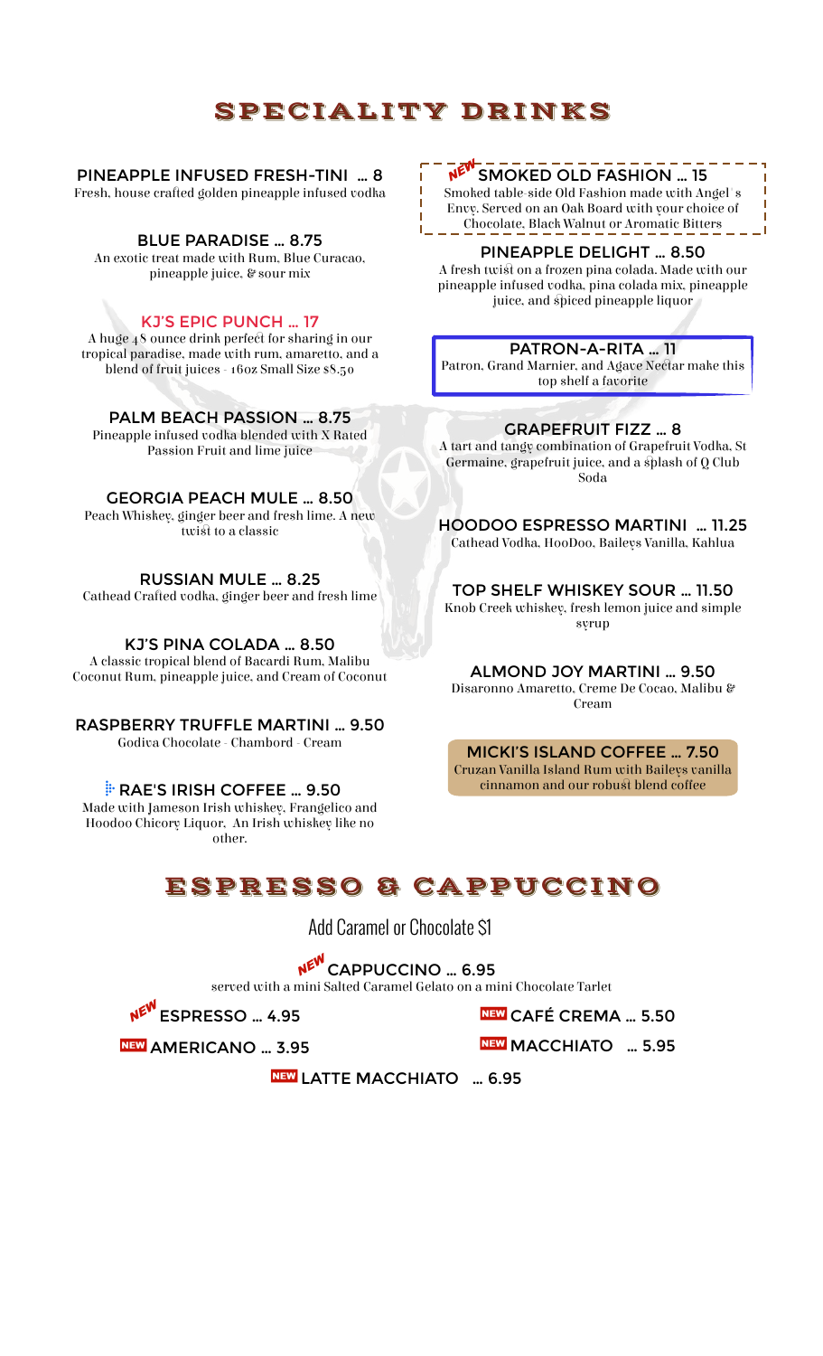# SPECIALITY DRINKS

### PINEAPPLE INFUSED FRESH-TINI ... 8
Fresh, house crafted golden pineapple infused vodka

### BLUE PARADISE ... 8.75
An exotic treat made with Rum, Blue Curacao, pineapple juice, & sour mix

### KJ'S EPIC PUNCH ... 17
A huge 48 ounce drink perfect for sharing in our tropical paradise, made with rum, amaretto, and a blend of fruit juices - 16oz Small Size $8.50

### PALM BEACH PASSION ... 8.75
Pineapple infused vodka blended with X Rated Passion Fruit and lime juice

### GEORGIA PEACH MULE ... 8.50
Peach Whiskey, ginger beer and fresh lime. A new twist to a classic

### RUSSIAN MULE ... 8.25
Cathead Crafted vodka, ginger beer and fresh lime

### KJ'S PINA COLADA ... 8.50
A classic tropical blend of Bacardi Rum, Malibu Coconut Rum, pineapple juice, and Cream of Coconut

### RASPBERRY TRUFFLE MARTINI ... 9.50
Godiva Chocolate - Chambord - Cream

### RAE'S IRISH COFFEE ... 9.50
Made with Jameson Irish whiskey, Frangelico and Hoodoo Chicory Liquor, An Irish whiskey like no other.

### NEW SMOKED OLD FASHION ... 15
Smoked table-side Old Fashion made with Angel's Envy. Served on an Oak Board with your choice of Chocolate, Black Walnut or Aromatic Bitters

### PINEAPPLE DELIGHT ... 8.50
A fresh twist on a frozen pina colada. Made with our pineapple infused vodka, pina colada mix, pineapple juice, and spiced pineapple liquor

### PATRON-A-RITA ... 11
Patron, Grand Marnier, and Agave Nectar make this top shelf a favorite

### GRAPEFRUIT FIZZ ... 8
A tart and tangy combination of Grapefruit Vodka, St Germaine, grapefruit juice, and a splash of Q Club Soda

### HOODOO ESPRESSO MARTINI ... 11.25
Cathead Vodka, HooDoo, Baileys Vanilla, Kahlua

### TOP SHELF WHISKEY SOUR ... 11.50
Knob Creek whiskey, fresh lemon juice and simple syrup

### ALMOND JOY MARTINI ... 9.50
Disaronno Amaretto, Creme De Cocao, Malibu & Cream

### MICKI'S ISLAND COFFEE ... 7.50
Cruzan Vanilla Island Rum with Baileys vanilla cinnamon and our robust blend coffee

# ESPRESSO & CAPPUCCINO

Add Caramel or Chocolate $1

### NEW CAPPUCCINO ... 6.95
served with a mini Salted Caramel Gelato on a mini Chocolate Tarlet

### NEW ESPRESSO ... 4.95

### NEW AMERICANO ... 3.95

### NEW CAFÉ CREMA ... 5.50

### NEW MACCHIATO ... 5.95

### NEW LATTE MACCHIATO ... 6.95